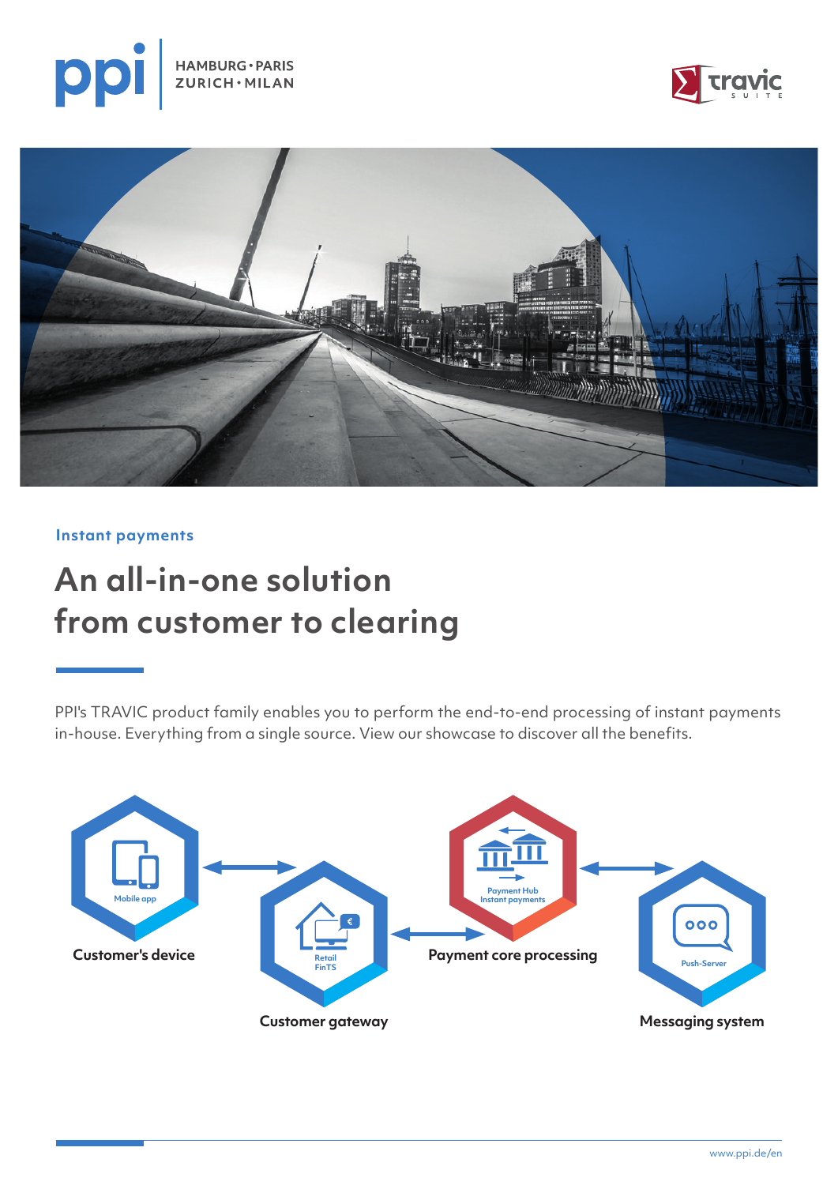ppi | HAMBURG • PARIS ZURICH • MILAN

travic SUITE

Instant payments

# An all-in-one solution from customer to clearing

PPI's TRAVIC product family enables you to perform the end-to-end processing of instant payments in-house. Everything from a single source. View our showcase to discover all the benefits.

Mobile app

**Customer's device**

Retail FinTS

**Customer gateway**

Payment Hub Instant payments

**Payment core processing**

Push-Server

**Messaging system**

www.ppi.de/en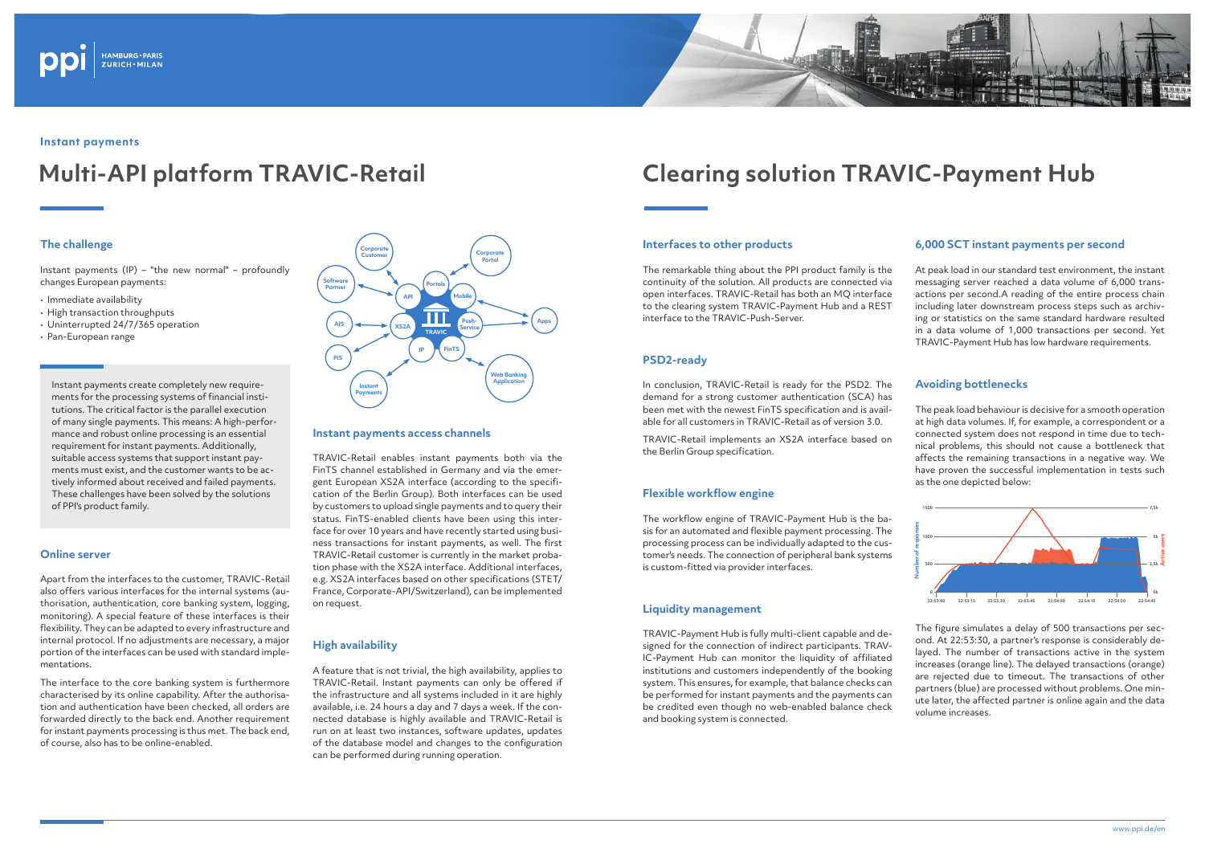Instant payments

# Multi-API platform TRAVIC-Retail

## The challenge

Instant payments (IP) – "the new normal" – profoundly changes European payments:

- Immediate availability
- High transaction throughputs
- Uninterrupted 24/7/365 operation
- Pan-European range

Instant payments create completely new requirements for the processing systems of financial institutions. The critical factor is the parallel execution of many single payments. This means: A high-performance and robust online processing is an essential requirement for instant payments. Additionally, suitable access systems that support instant payments must exist, and the customer wants to be actively informed about received and failed payments. These challenges have been solved by the solutions of PPI's product family.

## Online server

Apart from the interfaces to the customer, TRAVIC-Retail also offers various interfaces for the internal systems (authorisation, authentication, core banking system, logging, monitoring). A special feature of these interfaces is their flexibility. They can be adapted to every infrastructure and internal protocol. If no adjustments are necessary, a major portion of the interfaces can be used with standard implementations.

The interface to the core banking system is furthermore characterised by its online capability. After the authorisation and authentication have been checked, all orders are forwarded directly to the back end. Another requirement for instant payments processing is thus met. The back end, of course, also has to be online-enabled.

## Instant payments access channels

TRAVIC-Retail enables instant payments both via the FinTS channel established in Germany and via the emergent European XS2A interface (according to the specification of the Berlin Group). Both interfaces can be used by customers to upload single payments and to query their status. FinTS-enabled clients have been using this interface for over 10 years and have recently started using business transactions for instant payments, as well. The first TRAVIC-Retail customer is currently in the market probation phase with the XS2A interface. Additional interfaces, e.g. XS2A interfaces based on other specifications (STET/France, Corporate-API/Switzerland), can be implemented on request.

## High availability

A feature that is not trivial, the high availability, applies to TRAVIC-Retail. Instant payments can only be offered if the infrastructure and all systems included in it are highly available, i.e. 24 hours a day and 7 days a week. If the connected database is highly available and TRAVIC-Retail is run on at least two instances, software updates, updates of the database model and changes to the configuration can be performed during running operation.

# Clearing solution TRAVIC-Payment Hub

## Interfaces to other products

The remarkable thing about the PPI product family is the continuity of the solution. All products are connected via open interfaces. TRAVIC-Retail has both an MQ interface to the clearing system TRAVIC-Payment Hub and a REST interface to the TRAVIC-Push-Server.

## PSD2-ready

In conclusion, TRAVIC-Retail is ready for the PSD2. The demand for a strong customer authentication (SCA) has been met with the newest FinTS specification and is available for all customers in TRAVIC-Retail as of version 3.0.

TRAVIC-Retail implements an XS2A interface based on the Berlin Group specification.

## Flexible workflow engine

The workflow engine of TRAVIC-Payment Hub is the basis for an automated and flexible payment processing. The processing process can be individually adapted to the customer's needs. The connection of peripheral bank systems is custom-fitted via provider interfaces.

## Liquidity management

TRAVIC-Payment Hub is fully multi-client capable and designed for the connection of indirect participants. TRAVIC-Payment Hub can monitor the liquidity of affiliated institutions and customers independently of the booking system. This ensures, for example, that balance checks can be performed for instant payments and the payments can be credited even though no web-enabled balance check and booking system is connected.

## 6,000 SCT instant payments per second

At peak load in our standard test environment, the instant messaging server reached a data volume of 6,000 transactions per second.A reading of the entire process chain including later downstream process steps such as archiving or statistics on the same standard hardware resulted in a data volume of 1,000 transactions per second. Yet TRAVIC-Payment Hub has low hardware requirements.

## Avoiding bottlenecks

The peak load behaviour is decisive for a smooth operation at high data volumes. If, for example, a correspondent or a connected system does not respond in time due to technical problems, this should not cause a bottleneck that affects the remaining transactions in a negative way. We have proven the successful implementation in tests such as the one depicted below:

The figure simulates a delay of 500 transactions per second. At 22:53:30, a partner's response is considerably delayed. The number of transactions active in the system increases (orange line). The delayed transactions (orange) are rejected due to timeout. The transactions of other partners (blue) are processed without problems. One minute later, the affected partner is online again and the data volume increases.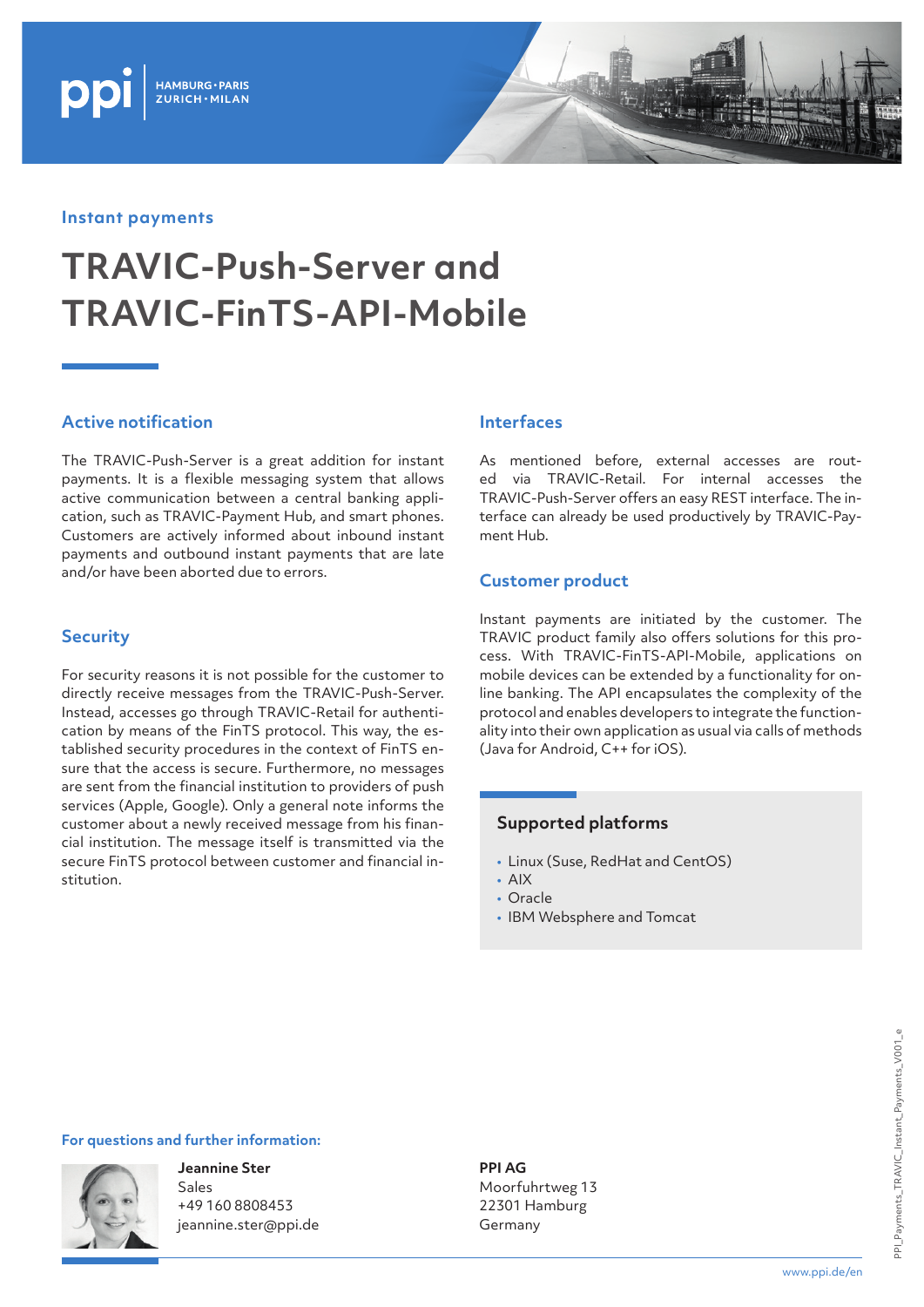Instant payments

# TRAVIC-Push-Server and TRAVIC-FinTS-API-Mobile

## Active notification

The TRAVIC-Push-Server is a great addition for instant payments. It is a flexible messaging system that allows active communication between a central banking application, such as TRAVIC-Payment Hub, and smart phones. Customers are actively informed about inbound instant payments and outbound instant payments that are late and/or have been aborted due to errors.

## Security

For security reasons it is not possible for the customer to directly receive messages from the TRAVIC-Push-Server. Instead, accesses go through TRAVIC-Retail for authentication by means of the FinTS protocol. This way, the established security procedures in the context of FinTS ensure that the access is secure. Furthermore, no messages are sent from the financial institution to providers of push services (Apple, Google). Only a general note informs the customer about a newly received message from his financial institution. The message itself is transmitted via the secure FinTS protocol between customer and financial institution.

## Interfaces

As mentioned before, external accesses are routed via TRAVIC-Retail. For internal accesses the TRAVIC-Push-Server offers an easy REST interface. The interface can already be used productively by TRAVIC-Payment Hub.

## Customer product

Instant payments are initiated by the customer. The TRAVIC product family also offers solutions for this process. With TRAVIC-FinTS-API-Mobile, applications on mobile devices can be extended by a functionality for online banking. The API encapsulates the complexity of the protocol and enables developers to integrate the functionality into their own application as usual via calls of methods (Java for Android, C++ for iOS).

### Supported platforms

- Linux (Suse, RedHat and CentOS)
- AIX
- Oracle
- IBM Websphere and Tomcat

**For questions and further information:**

**Jeannine Ster**
Sales
+49 160 8808453
jeannine.ster@ppi.de

**PPI AG**
Moorfuhrtweg 13
22301 Hamburg
Germany